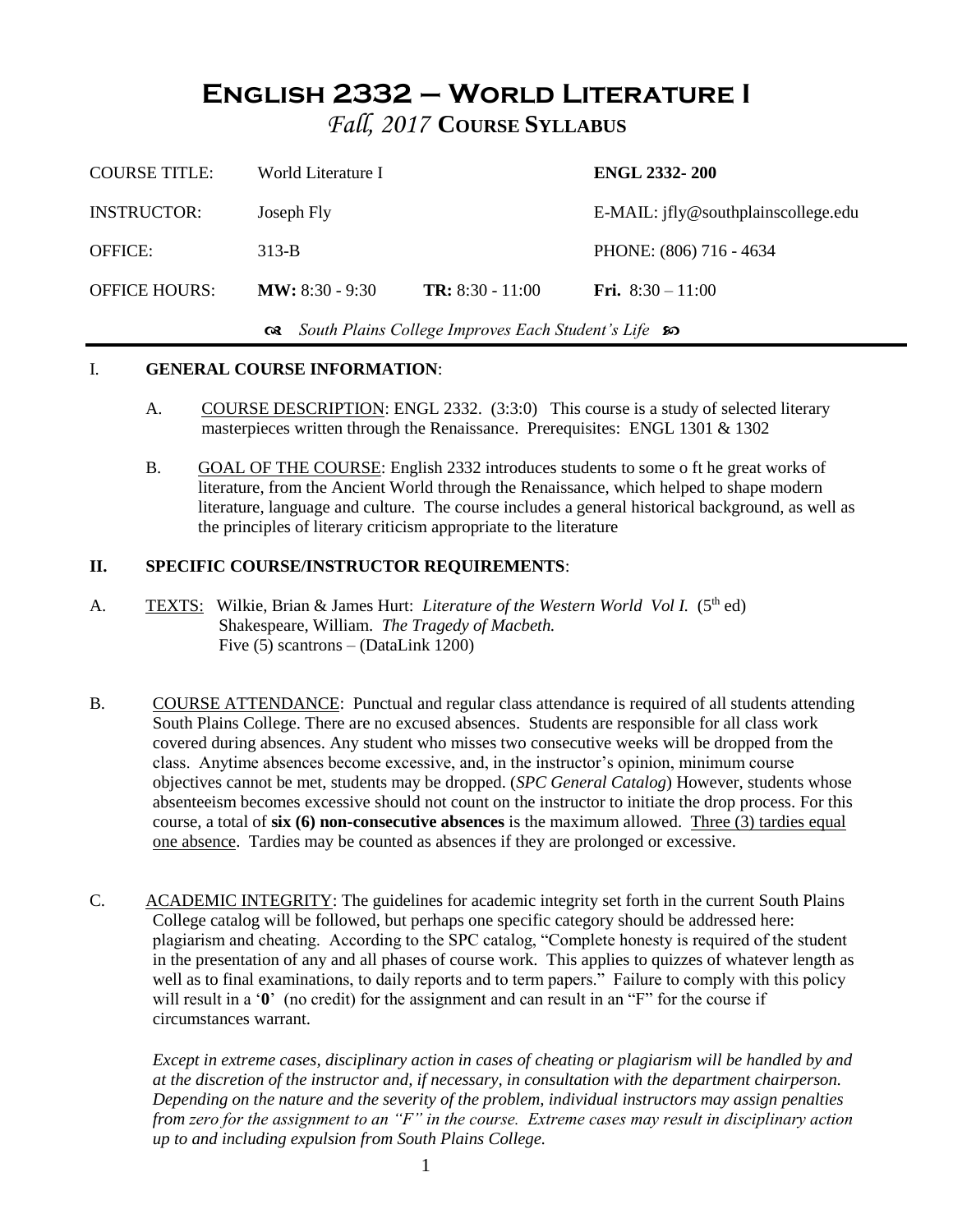# English 2332 – World Literature I

## *Fall, 2017* Course Syllabus

| | | | |
|---|---|---|---|
| COURSE TITLE: | World Literature I | | **ENGL 2332- 200** |
| INSTRUCTOR: | Joseph Fly | | E-MAIL: jfly@southplainscollege.edu |
| OFFICE: | 313-B | | PHONE: (806) 716 - 4634 |
| OFFICE HOURS: | **MW:** 8:30 - 9:30 | **TR:** 8:30 - 11:00 | **Fri.** 8:30 – 11:00 |

*South Plains College Improves Each Student's Life*

## I. GENERAL COURSE INFORMATION:

A. COURSE DESCRIPTION: ENGL 2332. (3:3:0) This course is a study of selected literary masterpieces written through the Renaissance. Prerequisites: ENGL 1301 & 1302

B. GOAL OF THE COURSE: English 2332 introduces students to some o ft he great works of literature, from the Ancient World through the Renaissance, which helped to shape modern literature, language and culture. The course includes a general historical background, as well as the principles of literary criticism appropriate to the literature

## II. SPECIFIC COURSE/INSTRUCTOR REQUIREMENTS:

A. TEXTS: Wilkie, Brian & James Hurt: *Literature of the Western World Vol I.* (5th ed)
Shakespeare, William. *The Tragedy of Macbeth.*
Five (5) scantrons – (DataLink 1200)

B. COURSE ATTENDANCE: Punctual and regular class attendance is required of all students attending South Plains College. There are no excused absences. Students are responsible for all class work covered during absences. Any student who misses two consecutive weeks will be dropped from the class. Anytime absences become excessive, and, in the instructor's opinion, minimum course objectives cannot be met, students may be dropped. (*SPC General Catalog*) However, students whose absenteeism becomes excessive should not count on the instructor to initiate the drop process. For this course, a total of **six (6) non-consecutive absences** is the maximum allowed. Three (3) tardies equal one absence. Tardies may be counted as absences if they are prolonged or excessive.

C. ACADEMIC INTEGRITY: The guidelines for academic integrity set forth in the current South Plains College catalog will be followed, but perhaps one specific category should be addressed here: plagiarism and cheating. According to the SPC catalog, "Complete honesty is required of the student in the presentation of any and all phases of course work. This applies to quizzes of whatever length as well as to final examinations, to daily reports and to term papers." Failure to comply with this policy will result in a '**0**' (no credit) for the assignment and can result in an "F" for the course if circumstances warrant.

*Except in extreme cases, disciplinary action in cases of cheating or plagiarism will be handled by and at the discretion of the instructor and, if necessary, in consultation with the department chairperson. Depending on the nature and the severity of the problem, individual instructors may assign penalties from zero for the assignment to an "F" in the course. Extreme cases may result in disciplinary action up to and including expulsion from South Plains College.*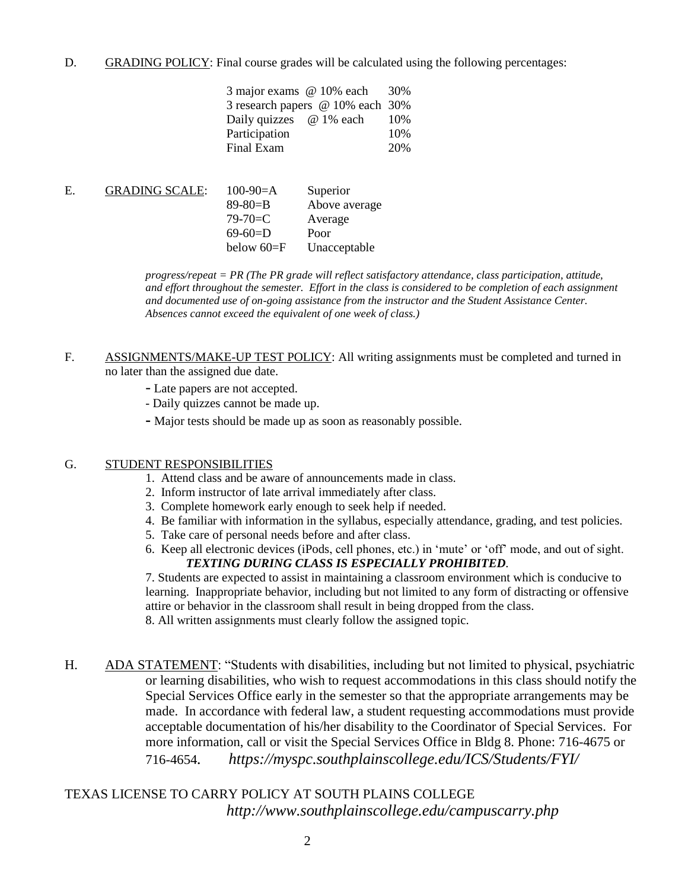D. GRADING POLICY: Final course grades will be calculated using the following percentages:

| | | |
|---|---|---|
| 3 major exams | @ 10% each | 30% |
| 3 research papers | @ 10% each | 30% |
| Daily quizzes | @ 1% each | 10% |
| Participation | | 10% |
| Final Exam | | 20% |

E. GRADING SCALE:

| | |
|---|---|
| 100-90=A | Superior |
| 89-80=B | Above average |
| 79-70=C | Average |
| 69-60=D | Poor |
| below 60=F | Unacceptable |

*progress/repeat = PR (The PR grade will reflect satisfactory attendance, class participation, attitude, and effort throughout the semester. Effort in the class is considered to be completion of each assignment and documented use of on-going assistance from the instructor and the Student Assistance Center. Absences cannot exceed the equivalent of one week of class.)*

F. ASSIGNMENTS/MAKE-UP TEST POLICY: All writing assignments must be completed and turned in no later than the assigned due date.

- Late papers are not accepted.
- Daily quizzes cannot be made up.
- Major tests should be made up as soon as reasonably possible.

G. STUDENT RESPONSIBILITIES

1. Attend class and be aware of announcements made in class.
2. Inform instructor of late arrival immediately after class.
3. Complete homework early enough to seek help if needed.
4. Be familiar with information in the syllabus, especially attendance, grading, and test policies.
5. Take care of personal needs before and after class.
6. Keep all electronic devices (iPods, cell phones, etc.) in 'mute' or 'off' mode, and out of sight. ***TEXTING DURING CLASS IS ESPECIALLY PROHIBITED.***
7. Students are expected to assist in maintaining a classroom environment which is conducive to learning. Inappropriate behavior, including but not limited to any form of distracting or offensive attire or behavior in the classroom shall result in being dropped from the class.
8. All written assignments must clearly follow the assigned topic.

H. ADA STATEMENT: "Students with disabilities, including but not limited to physical, psychiatric or learning disabilities, who wish to request accommodations in this class should notify the Special Services Office early in the semester so that the appropriate arrangements may be made. In accordance with federal law, a student requesting accommodations must provide acceptable documentation of his/her disability to the Coordinator of Special Services. For more information, call or visit the Special Services Office in Bldg 8. Phone: 716-4675 or 716-4654. *https://myspc.southplainscollege.edu/ICS/Students/FYI/*

TEXAS LICENSE TO CARRY POLICY AT SOUTH PLAINS COLLEGE *http://www.southplainscollege.edu/campuscarry.php*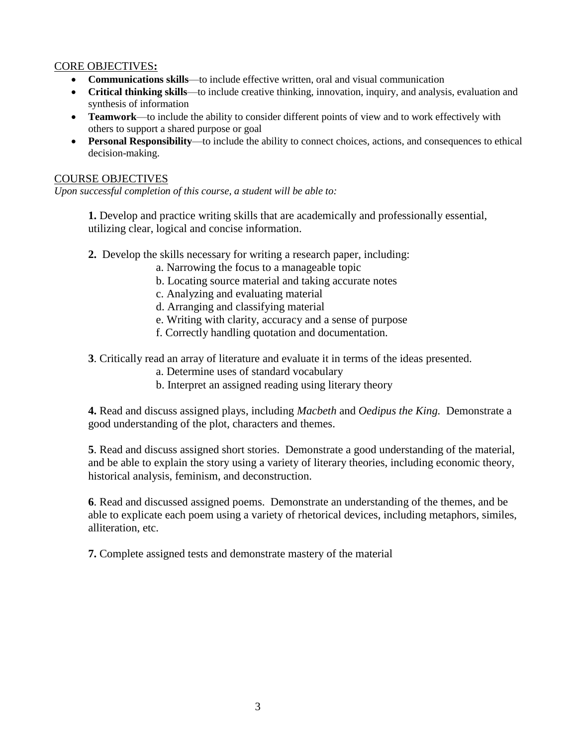## CORE OBJECTIVES:

- **Communications skills**—to include effective written, oral and visual communication
- **Critical thinking skills**—to include creative thinking, innovation, inquiry, and analysis, evaluation and synthesis of information
- **Teamwork**—to include the ability to consider different points of view and to work effectively with others to support a shared purpose or goal
- **Personal Responsibility**—to include the ability to connect choices, actions, and consequences to ethical decision-making.

## COURSE OBJECTIVES

*Upon successful completion of this course, a student will be able to:*

**1.** Develop and practice writing skills that are academically and professionally essential, utilizing clear, logical and concise information.

**2.** Develop the skills necessary for writing a research paper, including:

- a. Narrowing the focus to a manageable topic
- b. Locating source material and taking accurate notes
- c. Analyzing and evaluating material
- d. Arranging and classifying material
- e. Writing with clarity, accuracy and a sense of purpose
- f. Correctly handling quotation and documentation.

**3**. Critically read an array of literature and evaluate it in terms of the ideas presented.

- a. Determine uses of standard vocabulary
- b. Interpret an assigned reading using literary theory

**4.** Read and discuss assigned plays, including *Macbeth* and *Oedipus the King.* Demonstrate a good understanding of the plot, characters and themes.

**5**. Read and discuss assigned short stories. Demonstrate a good understanding of the material, and be able to explain the story using a variety of literary theories, including economic theory, historical analysis, feminism, and deconstruction.

**6**. Read and discussed assigned poems. Demonstrate an understanding of the themes, and be able to explicate each poem using a variety of rhetorical devices, including metaphors, similes, alliteration, etc.

**7.** Complete assigned tests and demonstrate mastery of the material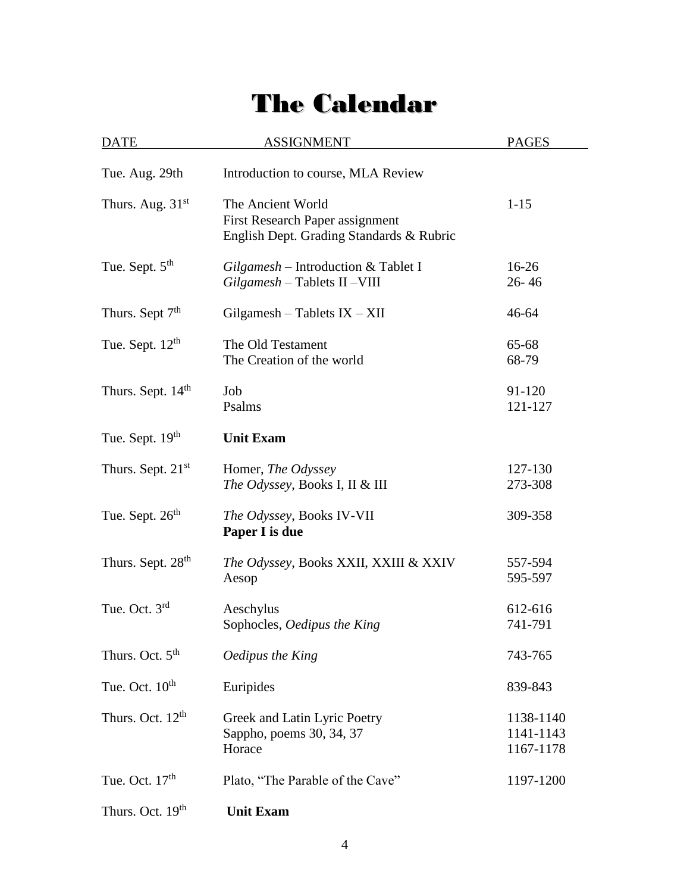# The Calendar

| DATE | ASSIGNMENT | PAGES |
|---|---|---|
| Tue. Aug. 29th | Introduction to course, MLA Review | |
| Thurs. Aug. 31st | The Ancient World<br>First Research Paper assignment<br>English Dept. Grading Standards & Rubric | 1-15 |
| Tue. Sept. 5th | *Gilgamesh* – Introduction & Tablet I<br>*Gilgamesh* – Tablets II –VIII | 16-26<br>26- 46 |
| Thurs. Sept 7th | Gilgamesh – Tablets IX – XII | 46-64 |
| Tue. Sept. 12th | The Old Testament<br>The Creation of the world | 65-68<br>68-79 |
| Thurs. Sept. 14th | Job<br>Psalms | 91-120<br>121-127 |
| Tue. Sept. 19th | **Unit Exam** | |
| Thurs. Sept. 21st | Homer, *The Odyssey*<br>*The Odyssey*, Books I, II & III | 127-130<br>273-308 |
| Tue. Sept. 26th | *The Odyssey*, Books IV-VII<br>**Paper I is due** | 309-358 |
| Thurs. Sept. 28th | *The Odyssey*, Books XXII, XXIII & XXIV<br>Aesop | 557-594<br>595-597 |
| Tue. Oct. 3rd | Aeschylus<br>Sophocles, *Oedipus the King* | 612-616<br>741-791 |
| Thurs. Oct. 5th | *Oedipus the King* | 743-765 |
| Tue. Oct. 10th | Euripides | 839-843 |
| Thurs. Oct. 12th | Greek and Latin Lyric Poetry<br>Sappho, poems 30, 34, 37<br>Horace | 1138-1140<br>1141-1143<br>1167-1178 |
| Tue. Oct. 17th | Plato, "The Parable of the Cave" | 1197-1200 |
| Thurs. Oct. 19th | **Unit Exam** | |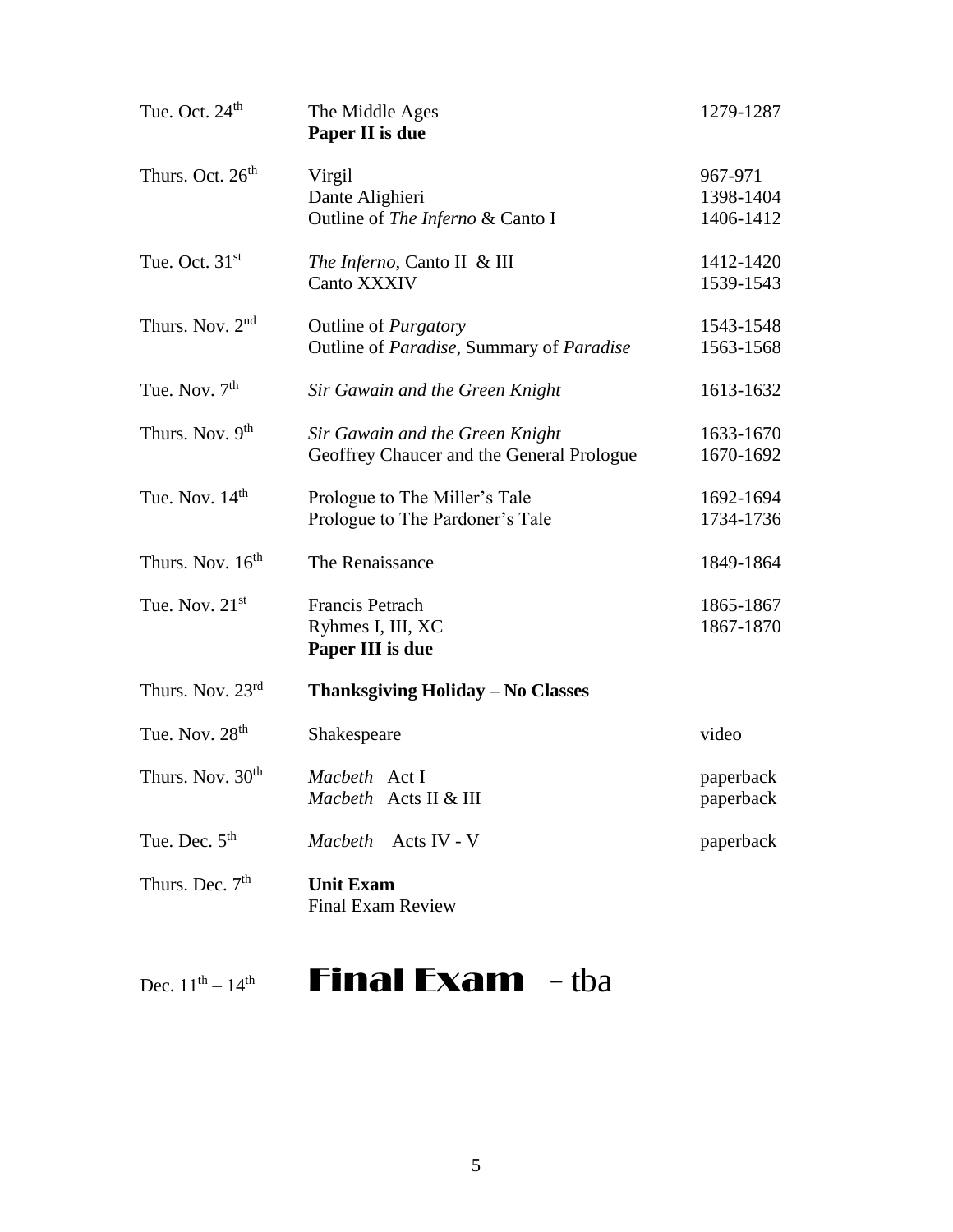| | | |
|---|---|---|
| Tue. Oct. 24th | The Middle Ages<br>**Paper II is due** | 1279-1287 |
| Thurs. Oct. 26th | Virgil<br>Dante Alighieri<br>Outline of *The Inferno* & Canto I | 967-971<br>1398-1404<br>1406-1412 |
| Tue. Oct. 31st | *The Inferno*, Canto II & III<br>Canto XXXIV | 1412-1420<br>1539-1543 |
| Thurs. Nov. 2nd | Outline of *Purgatory*<br>Outline of *Paradise*, Summary of *Paradise* | 1543-1548<br>1563-1568 |
| Tue. Nov. 7th | *Sir Gawain and the Green Knight* | 1613-1632 |
| Thurs. Nov. 9th | *Sir Gawain and the Green Knight*<br>Geoffrey Chaucer and the General Prologue | 1633-1670<br>1670-1692 |
| Tue. Nov. 14th | Prologue to The Miller's Tale<br>Prologue to The Pardoner's Tale | 1692-1694<br>1734-1736 |
| Thurs. Nov. 16th | The Renaissance | 1849-1864 |
| Tue. Nov. 21st | Francis Petrach<br>Ryhmes I, III, XC<br>**Paper III is due** | 1865-1867<br>1867-1870 |
| Thurs. Nov. 23rd | **Thanksgiving Holiday – No Classes** | |
| Tue. Nov. 28th | Shakespeare | video |
| Thurs. Nov. 30th | *Macbeth* Act I<br>*Macbeth* Acts II & III | paperback<br>paperback |
| Tue. Dec. 5th | *Macbeth* Acts IV - V | paperback |
| Thurs. Dec. 7th | **Unit Exam**<br>Final Exam Review | |

Dec. 11th – 14th **Final Exam** - tba